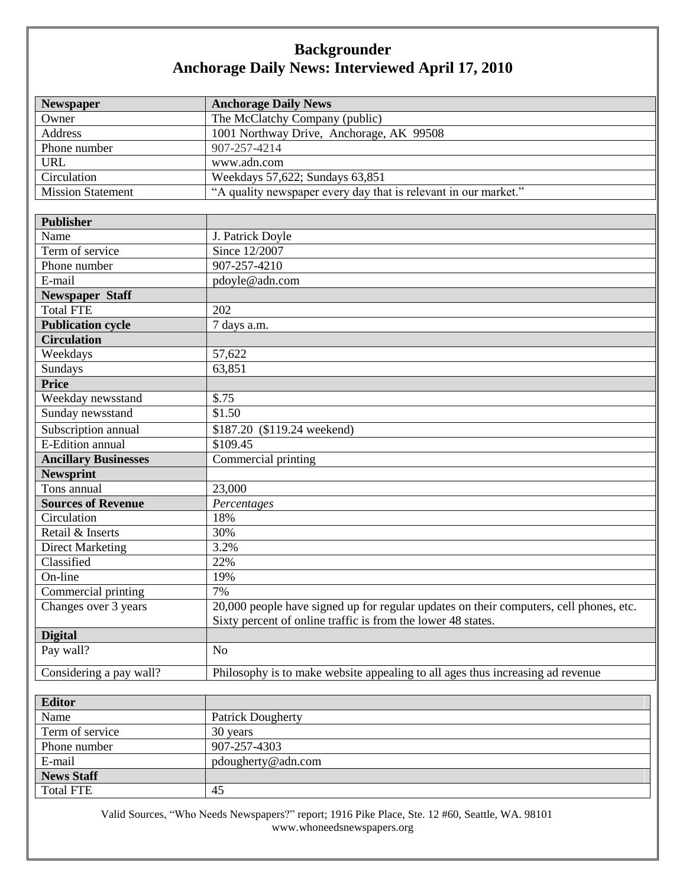# Backgrounder
# Anchorage Daily News: Interviewed April 17, 2010

| **Newspaper** | **Anchorage Daily News** |
|---|---|
| Owner | The McClatchy Company (public) |
| Address | 1001 Northway Drive, Anchorage, AK 99508 |
| Phone number | 907-257-4214 |
| URL | www.adn.com |
| Circulation | Weekdays 57,622; Sundays 63,851 |
| Mission Statement | "A quality newspaper every day that is relevant in our market." |

| **Publisher** | |
|---|---|
| Name | J. Patrick Doyle |
| Term of service | Since 12/2007 |
| Phone number | 907-257-4210 |
| E-mail | pdoyle@adn.com |
| **Newspaper Staff** | |
| Total FTE | 202 |
| **Publication cycle** | 7 days a.m. |
| **Circulation** | |
| Weekdays | 57,622 |
| Sundays | 63,851 |
| **Price** | |
| Weekday newsstand | $.75 |
| Sunday newsstand | $1.50 |
| Subscription annual | $187.20 ($119.24 weekend) |
| E-Edition annual | $109.45 |
| **Ancillary Businesses** | Commercial printing |
| **Newsprint** | |
| Tons annual | 23,000 |
| **Sources of Revenue** | *Percentages* |
| Circulation | 18% |
| Retail & Inserts | 30% |
| Direct Marketing | 3.2% |
| Classified | 22% |
| On-line | 19% |
| Commercial printing | 7% |
| Changes over 3 years | 20,000 people have signed up for regular updates on their computers, cell phones, etc. Sixty percent of online traffic is from the lower 48 states. |
| **Digital** | |
| Pay wall? | No |
| Considering a pay wall? | Philosophy is to make website appealing to all ages thus increasing ad revenue |

| **Editor** | |
|---|---|
| Name | Patrick Dougherty |
| Term of service | 30 years |
| Phone number | 907-257-4303 |
| E-mail | pdougherty@adn.com |
| **News Staff** | |
| Total FTE | 45 |

Valid Sources, "Who Needs Newspapers?" report; 1916 Pike Place, Ste. 12 #60, Seattle, WA. 98101
www.whoneedsnewspapers.org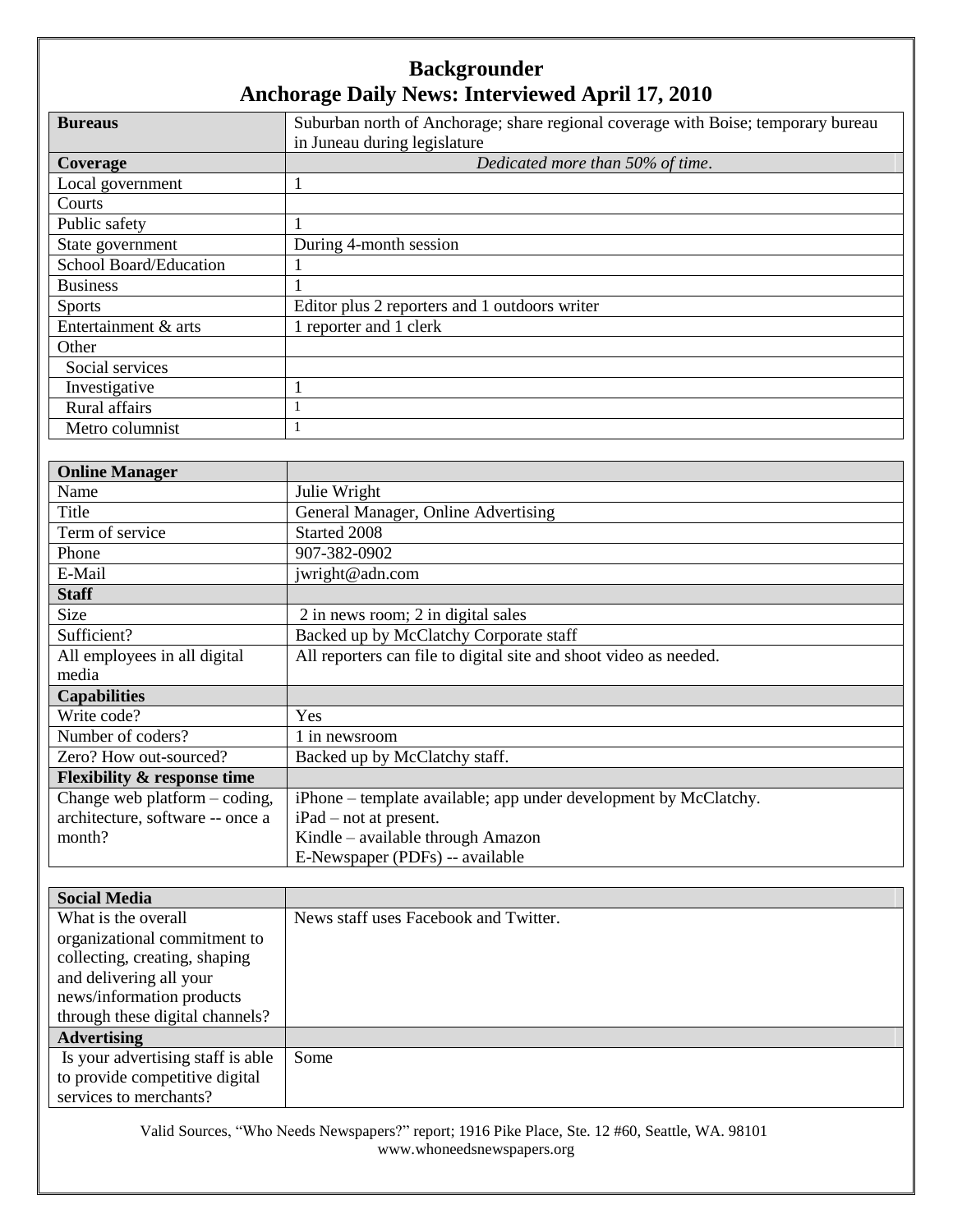# Backgrounder
## Anchorage Daily News: Interviewed April 17, 2010

| **Bureaus** | Suburban north of Anchorage; share regional coverage with Boise; temporary bureau in Juneau during legislature |
|---|---|
| **Coverage** | *Dedicated more than 50% of time*. |
| Local government | 1 |
| Courts | |
| Public safety | 1 |
| State government | During 4-month session |
| School Board/Education | 1 |
| Business | 1 |
| Sports | Editor plus 2 reporters and 1 outdoors writer |
| Entertainment & arts | 1 reporter and 1 clerk |
| Other | |
| Social services | |
| Investigative | 1 |
| Rural affairs | 1 |
| Metro columnist | 1 |

| **Online Manager** | |
|---|---|
| Name | Julie Wright |
| Title | General Manager, Online Advertising |
| Term of service | Started 2008 |
| Phone | 907-382-0902 |
| E-Mail | jwright@adn.com |
| **Staff** | |
| Size | 2 in news room; 2 in digital sales |
| Sufficient? | Backed up by McClatchy Corporate staff |
| All employees in all digital media | All reporters can file to digital site and shoot video as needed. |
| **Capabilities** | |
| Write code? | Yes |
| Number of coders? | 1 in newsroom |
| Zero? How out-sourced? | Backed up by McClatchy staff. |
| **Flexibility & response time** | |
| Change web platform – coding, architecture, software -- once a month? | iPhone – template available; app under development by McClatchy.<br>iPad – not at present.<br>Kindle – available through Amazon<br>E-Newspaper (PDFs) -- available |

| **Social Media** | |
|---|---|
| What is the overall organizational commitment to collecting, creating, shaping and delivering all your news/information products through these digital channels? | News staff uses Facebook and Twitter. |
| **Advertising** | |
| Is your advertising staff is able to provide competitive digital services to merchants? | Some |

Valid Sources, "Who Needs Newspapers?" report; 1916 Pike Place, Ste. 12 #60, Seattle, WA. 98101
www.whoneedsnewspapers.org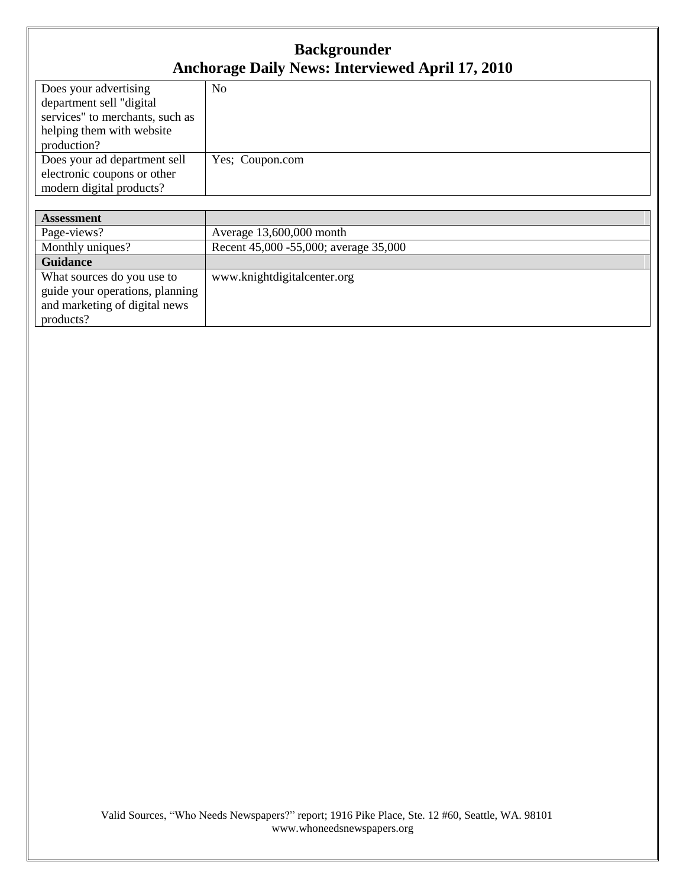## Backgrounder
## Anchorage Daily News: Interviewed April 17, 2010

| | |
|---|---|
| Does your advertising department sell "digital services" to merchants, such as helping them with website production? | No |
| Does your ad department sell electronic coupons or other modern digital products? | Yes;  Coupon.com |

| **Assessment** | |
|---|---|
| Page-views? | Average 13,600,000 month |
| Monthly uniques? | Recent 45,000 -55,000; average 35,000 |
| **Guidance** | |
| What sources do you use to guide your operations, planning and marketing of digital news products? | www.knightdigitalcenter.org |

Valid Sources, "Who Needs Newspapers?" report; 1916 Pike Place, Ste. 12 #60, Seattle, WA. 98101
www.whoneedsnewspapers.org